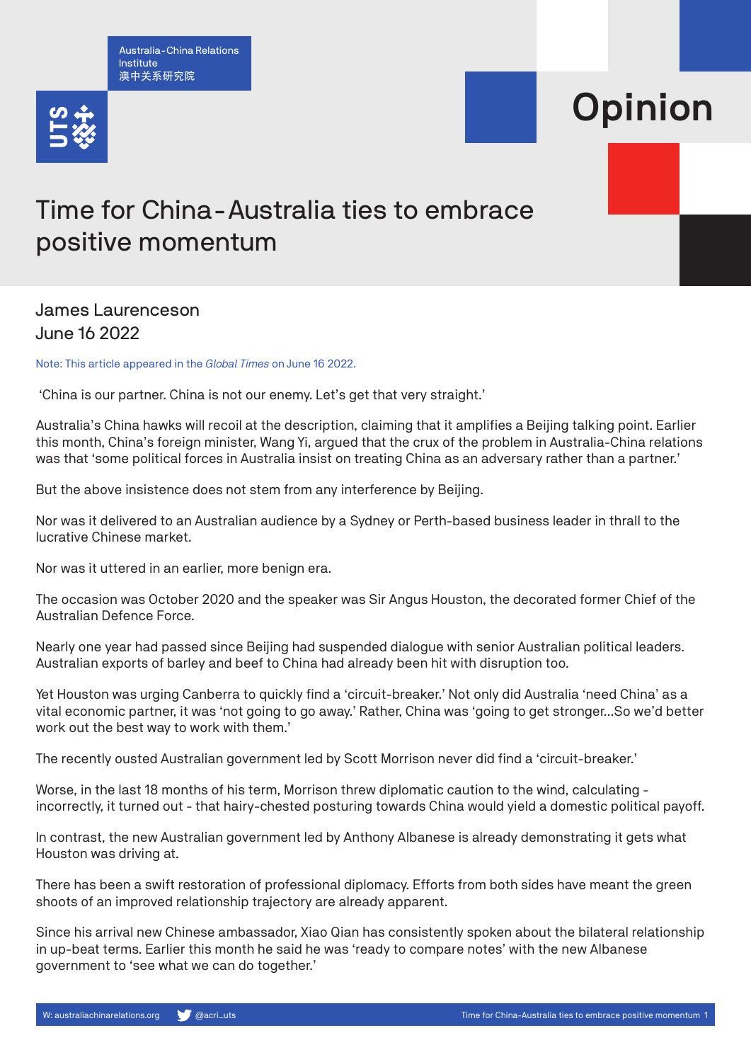Australia-China Relations Institute
澳中关系研究院

# Opinion

# Time for China-Australia ties to embrace positive momentum

James Laurenceson
June 16 2022

Note: This article appeared in the *Global Times* on June 16 2022.

'China is our partner. China is not our enemy. Let's get that very straight.'

Australia's China hawks will recoil at the description, claiming that it amplifies a Beijing talking point. Earlier this month, China's foreign minister, Wang Yi, argued that the crux of the problem in Australia-China relations was that 'some political forces in Australia insist on treating China as an adversary rather than a partner.'

But the above insistence does not stem from any interference by Beijing.

Nor was it delivered to an Australian audience by a Sydney or Perth-based business leader in thrall to the lucrative Chinese market.

Nor was it uttered in an earlier, more benign era.

The occasion was October 2020 and the speaker was Sir Angus Houston, the decorated former Chief of the Australian Defence Force.

Nearly one year had passed since Beijing had suspended dialogue with senior Australian political leaders. Australian exports of barley and beef to China had already been hit with disruption too.

Yet Houston was urging Canberra to quickly find a 'circuit-breaker.' Not only did Australia 'need China' as a vital economic partner, it was 'not going to go away.' Rather, China was 'going to get stronger...So we'd better work out the best way to work with them.'

The recently ousted Australian government led by Scott Morrison never did find a 'circuit-breaker.'

Worse, in the last 18 months of his term, Morrison threw diplomatic caution to the wind, calculating - incorrectly, it turned out - that hairy-chested posturing towards China would yield a domestic political payoff.

In contrast, the new Australian government led by Anthony Albanese is already demonstrating it gets what Houston was driving at.

There has been a swift restoration of professional diplomacy. Efforts from both sides have meant the green shoots of an improved relationship trajectory are already apparent.

Since his arrival new Chinese ambassador, Xiao Qian has consistently spoken about the bilateral relationship in up-beat terms. Earlier this month he said he was 'ready to compare notes' with the new Albanese government to 'see what we can do together.'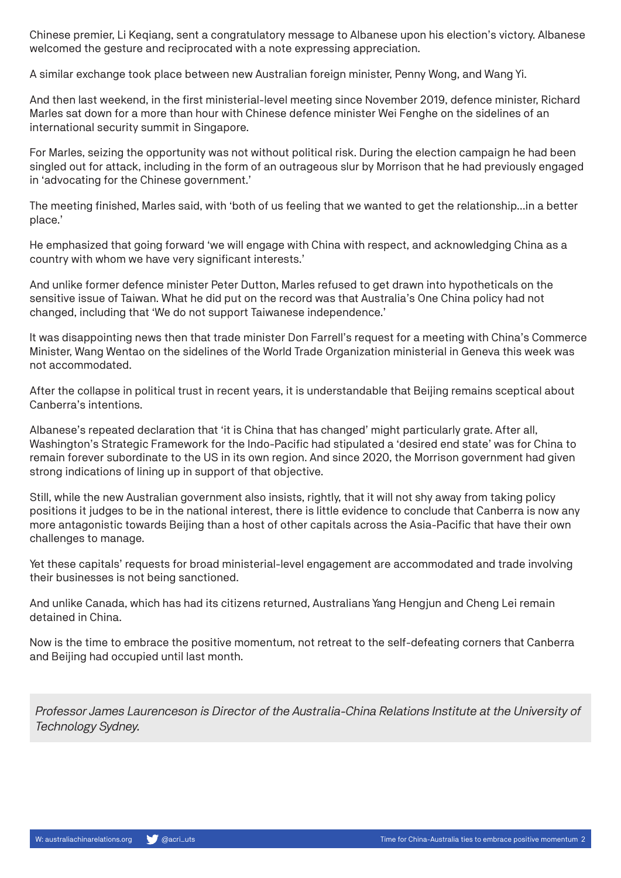Chinese premier, Li Keqiang, sent a congratulatory message to Albanese upon his election's victory. Albanese welcomed the gesture and reciprocated with a note expressing appreciation.

A similar exchange took place between new Australian foreign minister, Penny Wong, and Wang Yi.

And then last weekend, in the first ministerial-level meeting since November 2019, defence minister, Richard Marles sat down for a more than hour with Chinese defence minister Wei Fenghe on the sidelines of an international security summit in Singapore.

For Marles, seizing the opportunity was not without political risk. During the election campaign he had been singled out for attack, including in the form of an outrageous slur by Morrison that he had previously engaged in 'advocating for the Chinese government.'

The meeting finished, Marles said, with 'both of us feeling that we wanted to get the relationship…in a better place.'

He emphasized that going forward 'we will engage with China with respect, and acknowledging China as a country with whom we have very significant interests.'

And unlike former defence minister Peter Dutton, Marles refused to get drawn into hypotheticals on the sensitive issue of Taiwan. What he did put on the record was that Australia's One China policy had not changed, including that 'We do not support Taiwanese independence.'

It was disappointing news then that trade minister Don Farrell's request for a meeting with China's Commerce Minister, Wang Wentao on the sidelines of the World Trade Organization ministerial in Geneva this week was not accommodated.

After the collapse in political trust in recent years, it is understandable that Beijing remains sceptical about Canberra's intentions.

Albanese's repeated declaration that 'it is China that has changed' might particularly grate. After all, Washington's Strategic Framework for the Indo-Pacific had stipulated a 'desired end state' was for China to remain forever subordinate to the US in its own region. And since 2020, the Morrison government had given strong indications of lining up in support of that objective.

Still, while the new Australian government also insists, rightly, that it will not shy away from taking policy positions it judges to be in the national interest, there is little evidence to conclude that Canberra is now any more antagonistic towards Beijing than a host of other capitals across the Asia-Pacific that have their own challenges to manage.

Yet these capitals' requests for broad ministerial-level engagement are accommodated and trade involving their businesses is not being sanctioned.

And unlike Canada, which has had its citizens returned, Australians Yang Hengjun and Cheng Lei remain detained in China.

Now is the time to embrace the positive momentum, not retreat to the self-defeating corners that Canberra and Beijing had occupied until last month.

*Professor James Laurenceson is Director of the Australia-China Relations Institute at the University of Technology Sydney.*